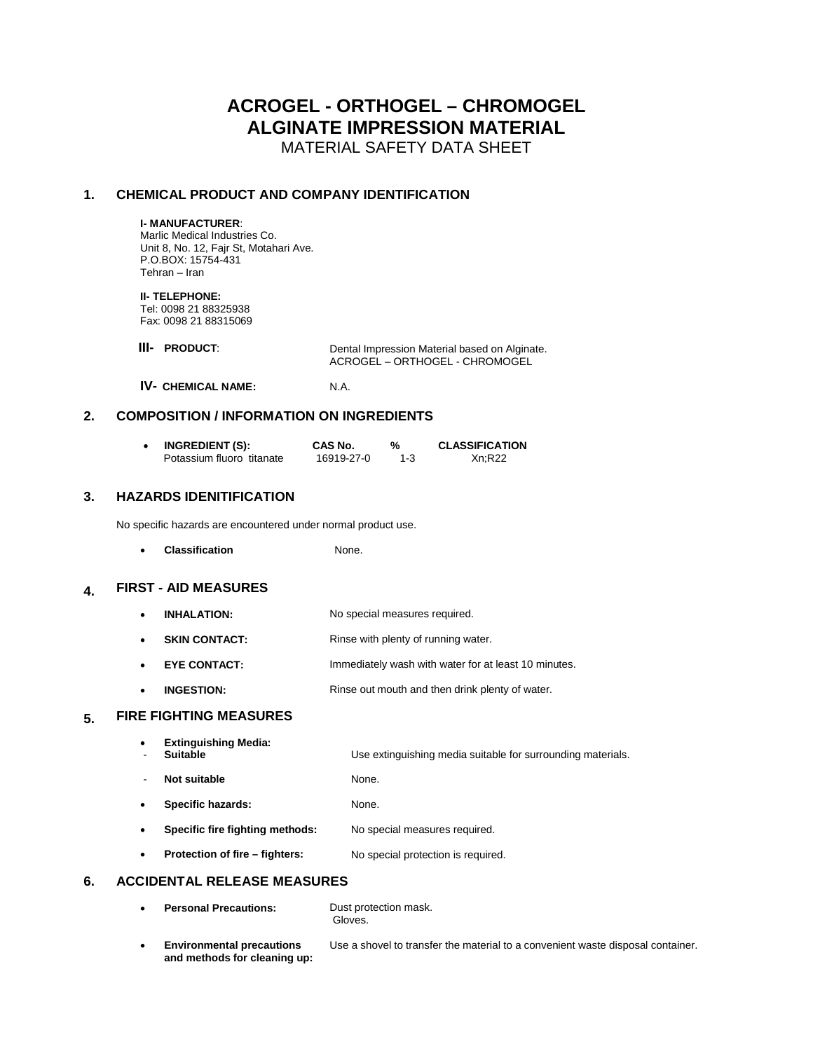# ACROGEL - ORTHOGEL – CHROMOGEL
# ALGINATE IMPRESSION MATERIAL

MATERIAL SAFETY DATA SHEET

## 1. CHEMICAL PRODUCT AND COMPANY IDENTIFICATION

**I- MANUFACTURER**:
Marlic Medical Industries Co.
Unit 8, No. 12, Fajr St, Motahari Ave.
P.O.BOX: 15754-431
Tehran – Iran

**II- TELEPHONE:**
Tel: 0098 21 88325938
Fax: 0098 21 88315069

**III- PRODUCT**: Dental Impression Material based on Alginate. ACROGEL – ORTHOGEL - CHROMOGEL

**IV- CHEMICAL NAME:** N.A.

## 2. COMPOSITION / INFORMATION ON INGREDIENTS

| INGREDIENT (S): | CAS No. | % | CLASSIFICATION |
|---|---|---|---|
| Potassium fluoro titanate | 16919-27-0 | 1-3 | Xn;R22 |

## 3. HAZARDS IDENITIFICATION

No specific hazards are encountered under normal product use.

- **Classification** None.

## 4. FIRST - AID MEASURES

- **INHALATION:** No special measures required.
- **SKIN CONTACT:** Rinse with plenty of running water.
- **EYE CONTACT:** Immediately wash with water for at least 10 minutes.
- **INGESTION:** Rinse out mouth and then drink plenty of water.

## 5. FIRE FIGHTING MEASURES

- **Extinguishing Media:**
  - **Suitable** Use extinguishing media suitable for surrounding materials.
  - **Not suitable** None.
- **Specific hazards:** None.
- **Specific fire fighting methods:** No special measures required.
- **Protection of fire – fighters:** No special protection is required.

## 6. ACCIDENTAL RELEASE MEASURES

- **Personal Precautions:** Dust protection mask. Gloves.
- **Environmental precautions and methods for cleaning up:** Use a shovel to transfer the material to a convenient waste disposal container.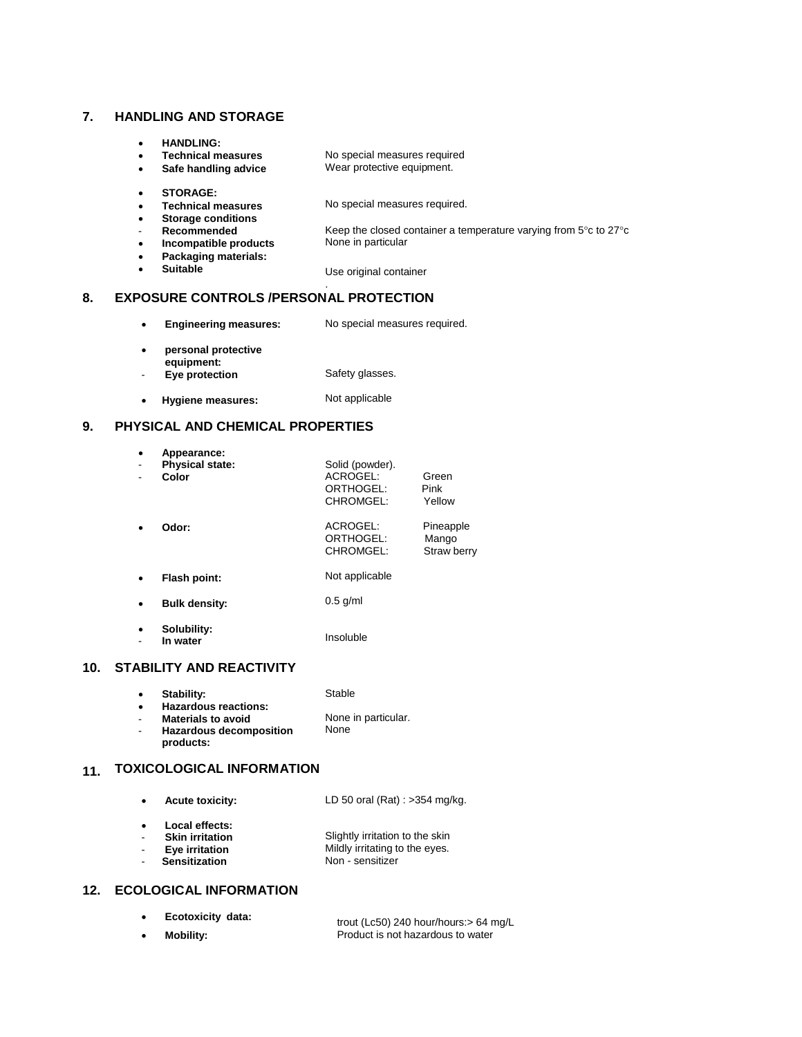## 7. HANDLING AND STORAGE

- **HANDLING:**
- **Technical measures** — No special measures required
- **Safe handling advice** — Wear protective equipment.

- **STORAGE:**
- **Technical measures** — No special measures required.
- **Storage conditions**
  - **Recommended** — Keep the closed container a temperature varying from 5°c to 27°c
- **Incompatible products** — None in particular
- **Packaging materials:**
- **Suitable** — Use original container

.

## 8. EXPOSURE CONTROLS /PERSONAL PROTECTION

- **Engineering measures:** — No special measures required.

- **personal protective equipment:**
  - **Eye protection** — Safety glasses.

- **Hygiene measures:** — Not applicable

## 9. PHYSICAL AND CHEMICAL PROPERTIES

- **Appearance:**
  - **Physical state:** — Solid (powder).
  - **Color**

| | |
|---|---|
| ACROGEL: | Green |
| ORTHOGEL: | Pink |
| CHROMGEL: | Yellow |

- **Odor:**

| | |
|---|---|
| ACROGEL: | Pineapple |
| ORTHOGEL: | Mango |
| CHROMGEL: | Straw berry |

- **Flash point:** — Not applicable

- **Bulk density:** — 0.5 g/ml

- **Solubility:**
  - **In water** — Insoluble

## 10. STABILITY AND REACTIVITY

- **Stability:** — Stable
- **Hazardous reactions:**
  - **Materials to avoid** — None in particular.
  - **Hazardous decomposition products:** — None

## 11. TOXICOLOGICAL INFORMATION

- **Acute toxicity:** — LD 50 oral (Rat) : >354 mg/kg.

- **Local effects:**
  - **Skin irritation** — Slightly irritation to the skin
  - **Eye irritation** — Mildly irritating to the eyes.
  - **Sensitization** — Non - sensitizer

## 12. ECOLOGICAL INFORMATION

- **Ecotoxicity data:** — trout (Lc50) 240 hour/hours:> 64 mg/L
- **Mobility:** — Product is not hazardous to water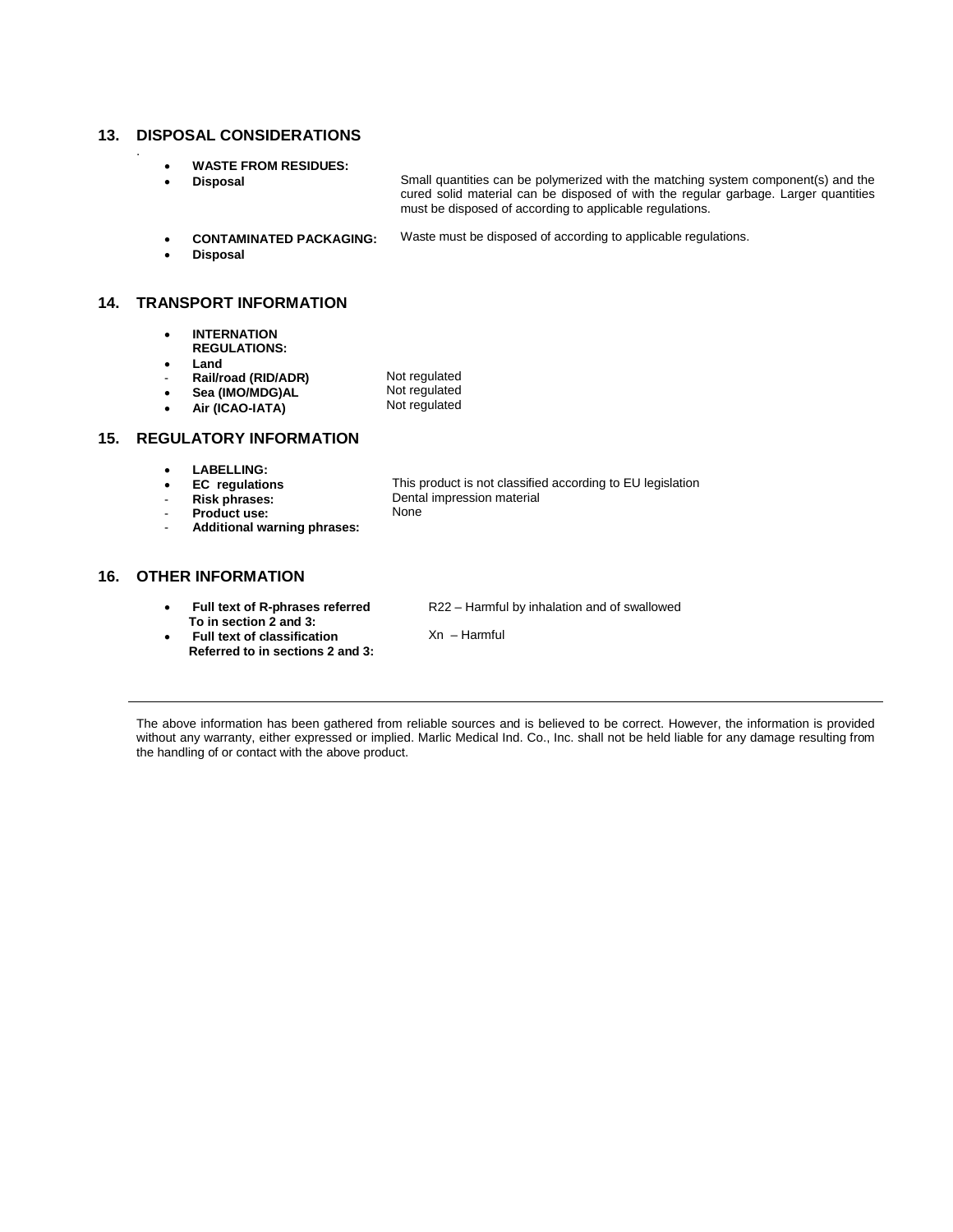## 13. DISPOSAL CONSIDERATIONS

- **WASTE FROM RESIDUES:**
- **Disposal** — Small quantities can be polymerized with the matching system component(s) and the cured solid material can be disposed of with the regular garbage. Larger quantities must be disposed of according to applicable regulations.

- **CONTAMINATED PACKAGING:** — Waste must be disposed of according to applicable regulations.
- **Disposal**

## 14. TRANSPORT INFORMATION

- **INTERNATION REGULATIONS:**
- **Land**
- **Rail/road (RID/ADR)** — Not regulated
- **Sea (IMO/MDG)AL** — Not regulated
- **Air (ICAO-IATA)** — Not regulated

## 15. REGULATORY INFORMATION

- **LABELLING:**
- **EC regulations** — This product is not classified according to EU legislation
- **Risk phrases:** — Dental impression material
- **Product use:** — None
- **Additional warning phrases:**

## 16. OTHER INFORMATION

- **Full text of R-phrases referred To in section 2 and 3:** — R22 – Harmful by inhalation and of swallowed
- **Full text of classification Referred to in sections 2 and 3:** — Xn – Harmful

---

The above information has been gathered from reliable sources and is believed to be correct. However, the information is provided without any warranty, either expressed or implied. Marlic Medical Ind. Co., Inc. shall not be held liable for any damage resulting from the handling of or contact with the above product.